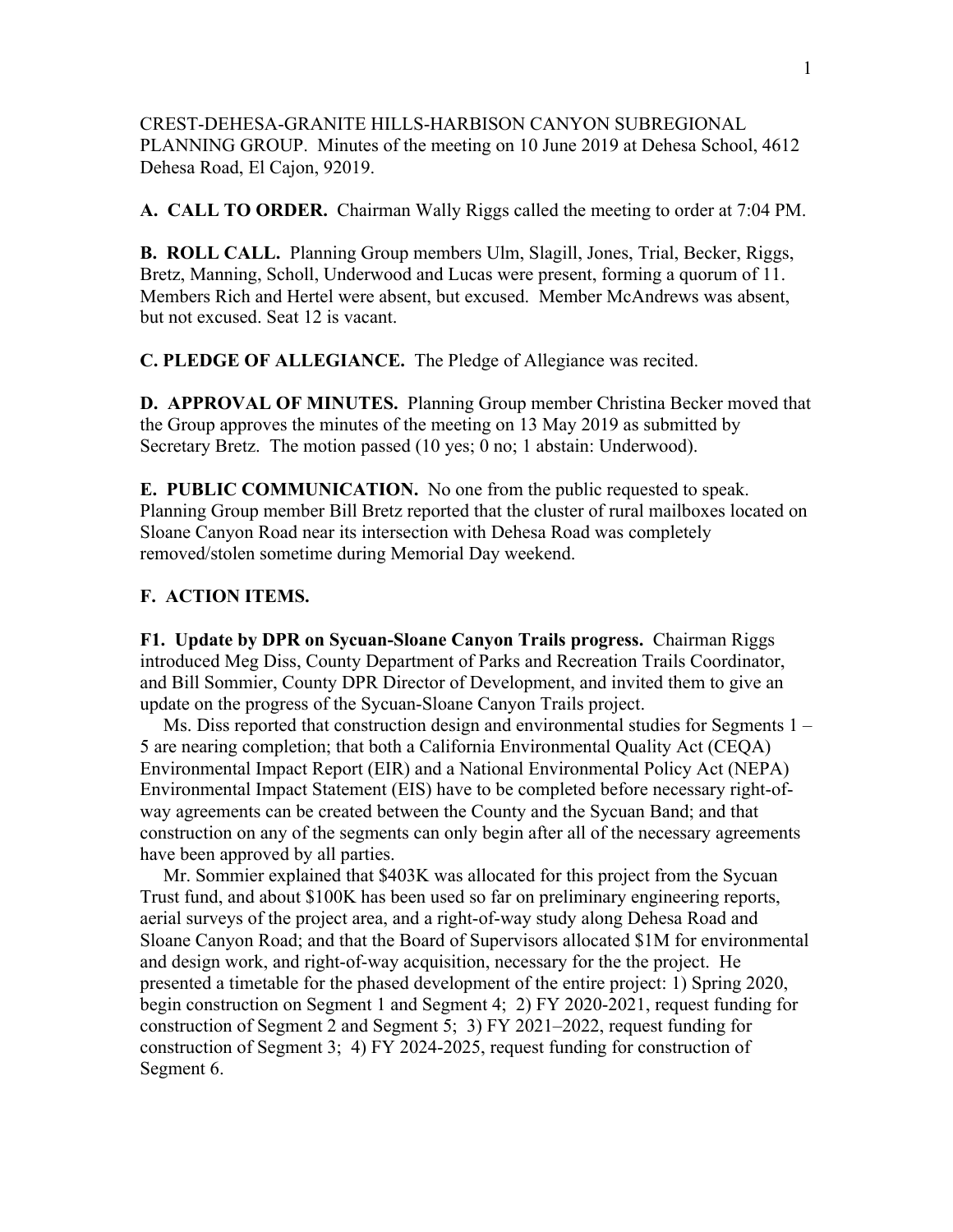CREST-DEHESA-GRANITE HILLS-HARBISON CANYON SUBREGIONAL PLANNING GROUP. Minutes of the meeting on 10 June 2019 at Dehesa School, 4612 Dehesa Road, El Cajon, 92019.

**A. CALL TO ORDER.** Chairman Wally Riggs called the meeting to order at 7:04 PM.

**B. ROLL CALL.** Planning Group members Ulm, Slagill, Jones, Trial, Becker, Riggs, Bretz, Manning, Scholl, Underwood and Lucas were present, forming a quorum of 11. Members Rich and Hertel were absent, but excused. Member McAndrews was absent, but not excused. Seat 12 is vacant.

**C. PLEDGE OF ALLEGIANCE.** The Pledge of Allegiance was recited.

**D. APPROVAL OF MINUTES.** Planning Group member Christina Becker moved that the Group approves the minutes of the meeting on 13 May 2019 as submitted by Secretary Bretz. The motion passed (10 yes; 0 no; 1 abstain: Underwood).

**E. PUBLIC COMMUNICATION.** No one from the public requested to speak. Planning Group member Bill Bretz reported that the cluster of rural mailboxes located on Sloane Canyon Road near its intersection with Dehesa Road was completely removed/stolen sometime during Memorial Day weekend.

**F. ACTION ITEMS.**

**F1. Update by DPR on Sycuan-Sloane Canyon Trails progress.** Chairman Riggs introduced Meg Diss, County Department of Parks and Recreation Trails Coordinator, and Bill Sommier, County DPR Director of Development, and invited them to give an update on the progress of the Sycuan-Sloane Canyon Trails project.

Ms. Diss reported that construction design and environmental studies for Segments 1 – 5 are nearing completion; that both a California Environmental Quality Act (CEQA) Environmental Impact Report (EIR) and a National Environmental Policy Act (NEPA) Environmental Impact Statement (EIS) have to be completed before necessary right-of-way agreements can be created between the County and the Sycuan Band; and that construction on any of the segments can only begin after all of the necessary agreements have been approved by all parties.

Mr. Sommier explained that $403K was allocated for this project from the Sycuan Trust fund, and about $100K has been used so far on preliminary engineering reports, aerial surveys of the project area, and a right-of-way study along Dehesa Road and Sloane Canyon Road; and that the Board of Supervisors allocated $1M for environmental and design work, and right-of-way acquisition, necessary for the the project. He presented a timetable for the phased development of the entire project: 1) Spring 2020, begin construction on Segment 1 and Segment 4; 2) FY 2020-2021, request funding for construction of Segment 2 and Segment 5; 3) FY 2021–2022, request funding for construction of Segment 3; 4) FY 2024-2025, request funding for construction of Segment 6.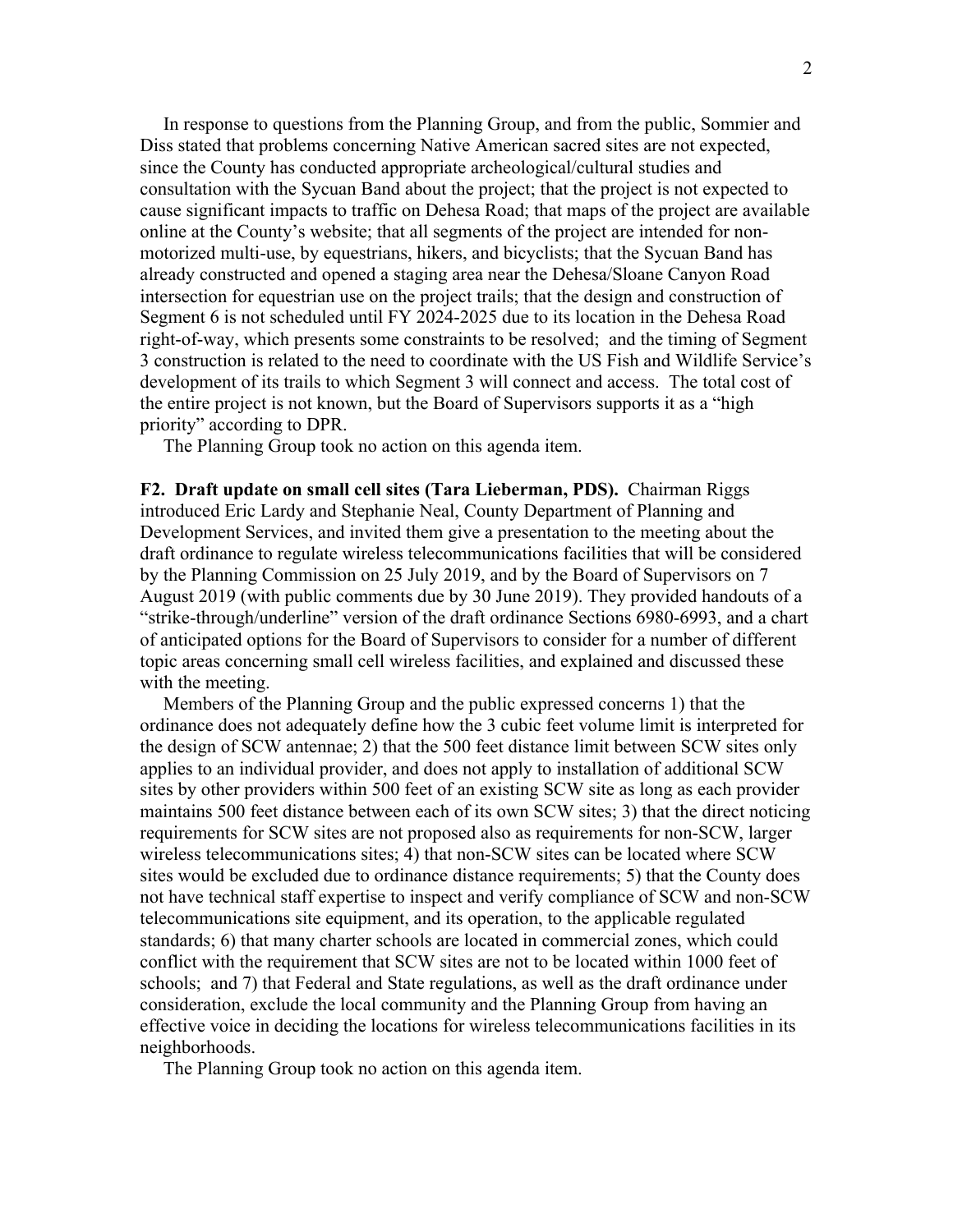In response to questions from the Planning Group, and from the public, Sommier and Diss stated that problems concerning Native American sacred sites are not expected, since the County has conducted appropriate archeological/cultural studies and consultation with the Sycuan Band about the project; that the project is not expected to cause significant impacts to traffic on Dehesa Road; that maps of the project are available online at the County's website; that all segments of the project are intended for non-motorized multi-use, by equestrians, hikers, and bicyclists; that the Sycuan Band has already constructed and opened a staging area near the Dehesa/Sloane Canyon Road intersection for equestrian use on the project trails; that the design and construction of Segment 6 is not scheduled until FY 2024-2025 due to its location in the Dehesa Road right-of-way, which presents some constraints to be resolved; and the timing of Segment 3 construction is related to the need to coordinate with the US Fish and Wildlife Service's development of its trails to which Segment 3 will connect and access. The total cost of the entire project is not known, but the Board of Supervisors supports it as a "high priority" according to DPR.

The Planning Group took no action on this agenda item.

**F2. Draft update on small cell sites (Tara Lieberman, PDS).** Chairman Riggs introduced Eric Lardy and Stephanie Neal, County Department of Planning and Development Services, and invited them give a presentation to the meeting about the draft ordinance to regulate wireless telecommunications facilities that will be considered by the Planning Commission on 25 July 2019, and by the Board of Supervisors on 7 August 2019 (with public comments due by 30 June 2019). They provided handouts of a "strike-through/underline" version of the draft ordinance Sections 6980-6993, and a chart of anticipated options for the Board of Supervisors to consider for a number of different topic areas concerning small cell wireless facilities, and explained and discussed these with the meeting.

Members of the Planning Group and the public expressed concerns 1) that the ordinance does not adequately define how the 3 cubic feet volume limit is interpreted for the design of SCW antennae; 2) that the 500 feet distance limit between SCW sites only applies to an individual provider, and does not apply to installation of additional SCW sites by other providers within 500 feet of an existing SCW site as long as each provider maintains 500 feet distance between each of its own SCW sites; 3) that the direct noticing requirements for SCW sites are not proposed also as requirements for non-SCW, larger wireless telecommunications sites; 4) that non-SCW sites can be located where SCW sites would be excluded due to ordinance distance requirements; 5) that the County does not have technical staff expertise to inspect and verify compliance of SCW and non-SCW telecommunications site equipment, and its operation, to the applicable regulated standards; 6) that many charter schools are located in commercial zones, which could conflict with the requirement that SCW sites are not to be located within 1000 feet of schools; and 7) that Federal and State regulations, as well as the draft ordinance under consideration, exclude the local community and the Planning Group from having an effective voice in deciding the locations for wireless telecommunications facilities in its neighborhoods.

The Planning Group took no action on this agenda item.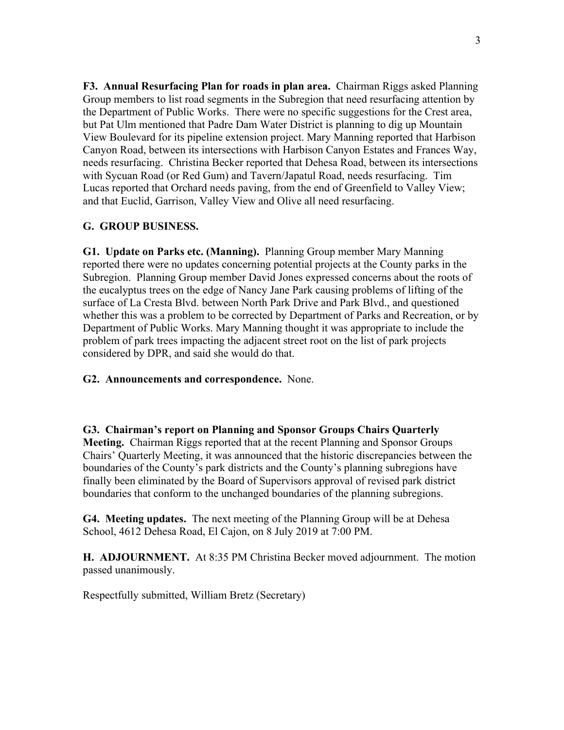**F3. Annual Resurfacing Plan for roads in plan area.** Chairman Riggs asked Planning Group members to list road segments in the Subregion that need resurfacing attention by the Department of Public Works. There were no specific suggestions for the Crest area, but Pat Ulm mentioned that Padre Dam Water District is planning to dig up Mountain View Boulevard for its pipeline extension project. Mary Manning reported that Harbison Canyon Road, between its intersections with Harbison Canyon Estates and Frances Way, needs resurfacing. Christina Becker reported that Dehesa Road, between its intersections with Sycuan Road (or Red Gum) and Tavern/Japatul Road, needs resurfacing. Tim Lucas reported that Orchard needs paving, from the end of Greenfield to Valley View; and that Euclid, Garrison, Valley View and Olive all need resurfacing.

**G. GROUP BUSINESS.**

**G1. Update on Parks etc. (Manning).** Planning Group member Mary Manning reported there were no updates concerning potential projects at the County parks in the Subregion. Planning Group member David Jones expressed concerns about the roots of the eucalyptus trees on the edge of Nancy Jane Park causing problems of lifting of the surface of La Cresta Blvd. between North Park Drive and Park Blvd., and questioned whether this was a problem to be corrected by Department of Parks and Recreation, or by Department of Public Works. Mary Manning thought it was appropriate to include the problem of park trees impacting the adjacent street root on the list of park projects considered by DPR, and said she would do that.

**G2. Announcements and correspondence.** None.

**G3. Chairman's report on Planning and Sponsor Groups Chairs Quarterly Meeting.** Chairman Riggs reported that at the recent Planning and Sponsor Groups Chairs' Quarterly Meeting, it was announced that the historic discrepancies between the boundaries of the County's park districts and the County's planning subregions have finally been eliminated by the Board of Supervisors approval of revised park district boundaries that conform to the unchanged boundaries of the planning subregions.

**G4. Meeting updates.** The next meeting of the Planning Group will be at Dehesa School, 4612 Dehesa Road, El Cajon, on 8 July 2019 at 7:00 PM.

**H. ADJOURNMENT.** At 8:35 PM Christina Becker moved adjournment. The motion passed unanimously.

Respectfully submitted, William Bretz (Secretary)